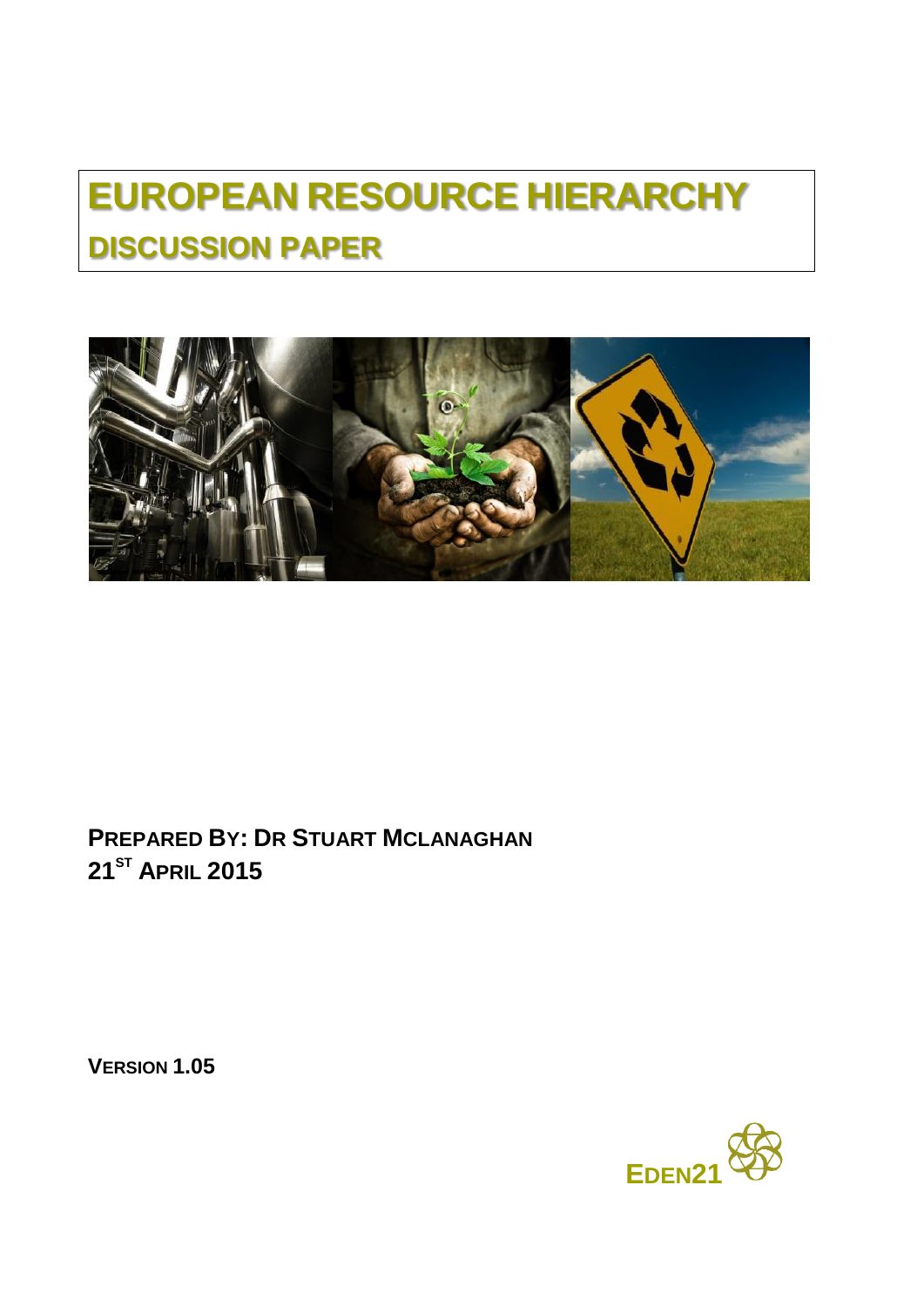# EUROPEAN RESOURCE HIERARCHY

## DISCUSSION PAPER

**PREPARED BY: DR STUART MCLANAGHAN**
**21ST APRIL 2015**

**VERSION 1.05**

EDEN21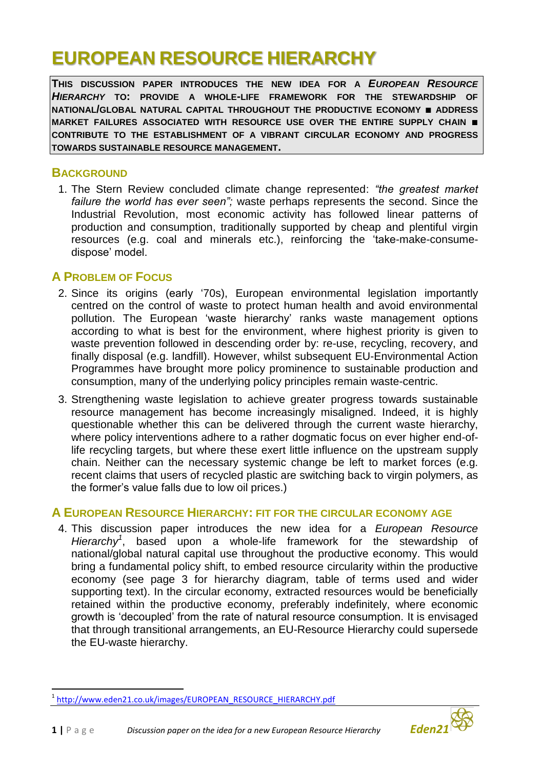# EUROPEAN RESOURCE HIERARCHY

**THIS DISCUSSION PAPER INTRODUCES THE NEW IDEA FOR A *EUROPEAN RESOURCE HIERARCHY* TO: PROVIDE A WHOLE-LIFE FRAMEWORK FOR THE STEWARDSHIP OF NATIONAL/GLOBAL NATURAL CAPITAL THROUGHOUT THE PRODUCTIVE ECONOMY ■ ADDRESS MARKET FAILURES ASSOCIATED WITH RESOURCE USE OVER THE ENTIRE SUPPLY CHAIN ■ CONTRIBUTE TO THE ESTABLISHMENT OF A VIBRANT CIRCULAR ECONOMY AND PROGRESS TOWARDS SUSTAINABLE RESOURCE MANAGEMENT.**

## BACKGROUND

1. The Stern Review concluded climate change represented: *"the greatest market failure the world has ever seen";* waste perhaps represents the second. Since the Industrial Revolution, most economic activity has followed linear patterns of production and consumption, traditionally supported by cheap and plentiful virgin resources (e.g. coal and minerals etc.), reinforcing the 'take-make-consume-dispose' model.

## A PROBLEM OF FOCUS

2. Since its origins (early '70s), European environmental legislation importantly centred on the control of waste to protect human health and avoid environmental pollution. The European 'waste hierarchy' ranks waste management options according to what is best for the environment, where highest priority is given to waste prevention followed in descending order by: re-use, recycling, recovery, and finally disposal (e.g. landfill). However, whilst subsequent EU-Environmental Action Programmes have brought more policy prominence to sustainable production and consumption, many of the underlying policy principles remain waste-centric.

3. Strengthening waste legislation to achieve greater progress towards sustainable resource management has become increasingly misaligned. Indeed, it is highly questionable whether this can be delivered through the current waste hierarchy, where policy interventions adhere to a rather dogmatic focus on ever higher end-of-life recycling targets, but where these exert little influence on the upstream supply chain. Neither can the necessary systemic change be left to market forces (e.g. recent claims that users of recycled plastic are switching back to virgin polymers, as the former's value falls due to low oil prices.)

## A EUROPEAN RESOURCE HIERARCHY: FIT FOR THE CIRCULAR ECONOMY AGE

4. This discussion paper introduces the new idea for a *European Resource Hierarchy*[1], based upon a whole-life framework for the stewardship of national/global natural capital use throughout the productive economy. This would bring a fundamental policy shift, to embed resource circularity within the productive economy (see page 3 for hierarchy diagram, table of terms used and wider supporting text). In the circular economy, extracted resources would be beneficially retained within the productive economy, preferably indefinitely, where economic growth is 'decoupled' from the rate of natural resource consumption. It is envisaged that through transitional arrangements, an EU-Resource Hierarchy could supersede the EU-waste hierarchy.

[1] http://www.eden21.co.uk/images/EUROPEAN_RESOURCE_HIERARCHY.pdf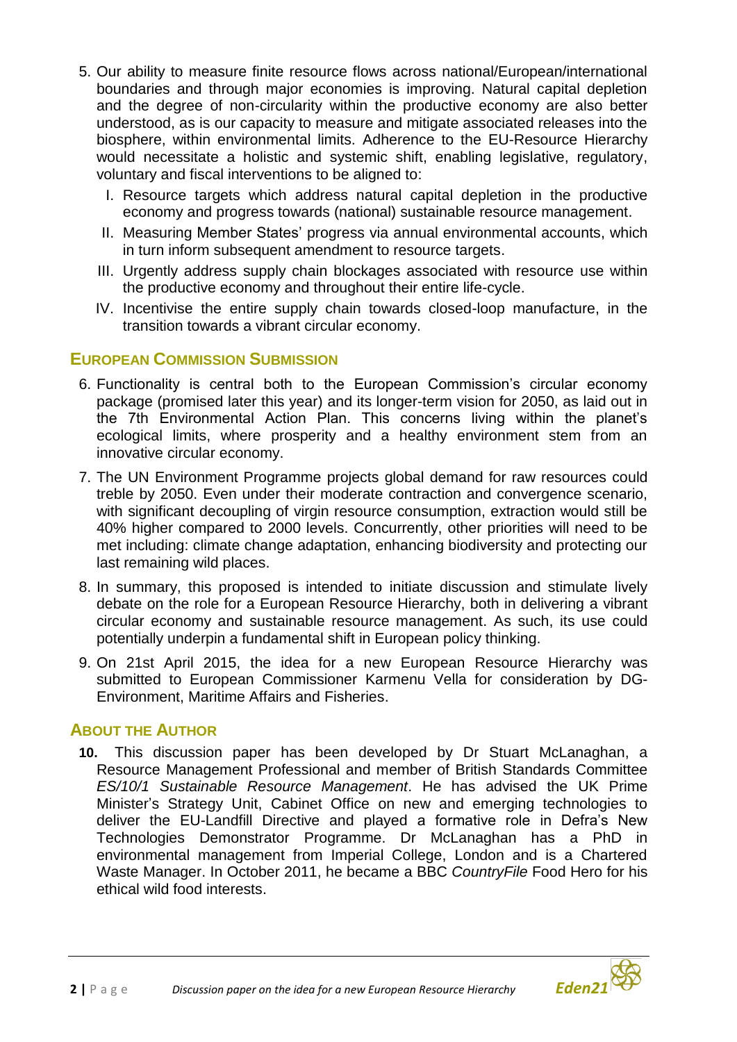5. Our ability to measure finite resource flows across national/European/international boundaries and through major economies is improving. Natural capital depletion and the degree of non-circularity within the productive economy are also better understood, as is our capacity to measure and mitigate associated releases into the biosphere, within environmental limits. Adherence to the EU-Resource Hierarchy would necessitate a holistic and systemic shift, enabling legislative, regulatory, voluntary and fiscal interventions to be aligned to:

   I. Resource targets which address natural capital depletion in the productive economy and progress towards (national) sustainable resource management.

   II. Measuring Member States' progress via annual environmental accounts, which in turn inform subsequent amendment to resource targets.

   III. Urgently address supply chain blockages associated with resource use within the productive economy and throughout their entire life-cycle.

   IV. Incentivise the entire supply chain towards closed-loop manufacture, in the transition towards a vibrant circular economy.

## European Commission Submission

6. Functionality is central both to the European Commission's circular economy package (promised later this year) and its longer-term vision for 2050, as laid out in the 7th Environmental Action Plan. This concerns living within the planet's ecological limits, where prosperity and a healthy environment stem from an innovative circular economy.

7. The UN Environment Programme projects global demand for raw resources could treble by 2050. Even under their moderate contraction and convergence scenario, with significant decoupling of virgin resource consumption, extraction would still be 40% higher compared to 2000 levels. Concurrently, other priorities will need to be met including: climate change adaptation, enhancing biodiversity and protecting our last remaining wild places.

8. In summary, this proposed is intended to initiate discussion and stimulate lively debate on the role for a European Resource Hierarchy, both in delivering a vibrant circular economy and sustainable resource management. As such, its use could potentially underpin a fundamental shift in European policy thinking.

9. On 21st April 2015, the idea for a new European Resource Hierarchy was submitted to European Commissioner Karmenu Vella for consideration by DG-Environment, Maritime Affairs and Fisheries.

## About the Author

**10.** This discussion paper has been developed by Dr Stuart McLanaghan, a Resource Management Professional and member of British Standards Committee *ES/10/1 Sustainable Resource Management*. He has advised the UK Prime Minister's Strategy Unit, Cabinet Office on new and emerging technologies to deliver the EU-Landfill Directive and played a formative role in Defra's New Technologies Demonstrator Programme. Dr McLanaghan has a PhD in environmental management from Imperial College, London and is a Chartered Waste Manager. In October 2011, he became a BBC *CountryFile* Food Hero for his ethical wild food interests.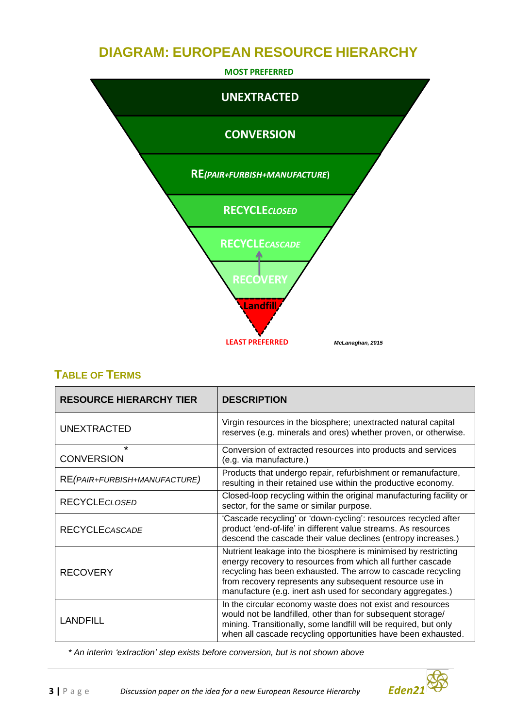# DIAGRAM: EUROPEAN RESOURCE HIERARCHY

**MOST PREFERRED**

**UNEXTRACTED**

**CONVERSION**

**RE*(PAIR+FURBISH+MANUFACTURE)***

**RECYCLE*CLOSED***

**RECYCLE*CASCADE***

**RECOVERY**

**Landfill**

**LEAST PREFERRED**

*McLanaghan, 2015*

## TABLE OF TERMS

| RESOURCE HIERARCHY TIER | DESCRIPTION |
|---|---|
| UNEXTRACTED | Virgin resources in the biosphere; unextracted natural capital reserves (e.g. minerals and ores) whether proven, or otherwise. |
| CONVERSION* | Conversion of extracted resources into products and services (e.g. via manufacture.) |
| RE*(PAIR+FURBISH+MANUFACTURE)* | Products that undergo repair, refurbishment or remanufacture, resulting in their retained use within the productive economy. |
| RECYCLE*CLOSED* | Closed-loop recycling within the original manufacturing facility or sector, for the same or similar purpose. |
| RECYCLE*CASCADE* | 'Cascade recycling' or 'down-cycling': resources recycled after product 'end-of-life' in different value streams. As resources descend the cascade their value declines (entropy increases.) |
| RECOVERY | Nutrient leakage into the biosphere is minimised by restricting energy recovery to resources from which all further cascade recycling has been exhausted. The arrow to cascade recycling from recovery represents any subsequent resource use in manufacture (e.g. inert ash used for secondary aggregates.) |
| LANDFILL | In the circular economy waste does not exist and resources would not be landfilled, other than for subsequent storage/ mining. Transitionally, some landfill will be required, but only when all cascade recycling opportunities have been exhausted. |

*\* An interim 'extraction' step exists before conversion, but is not shown above*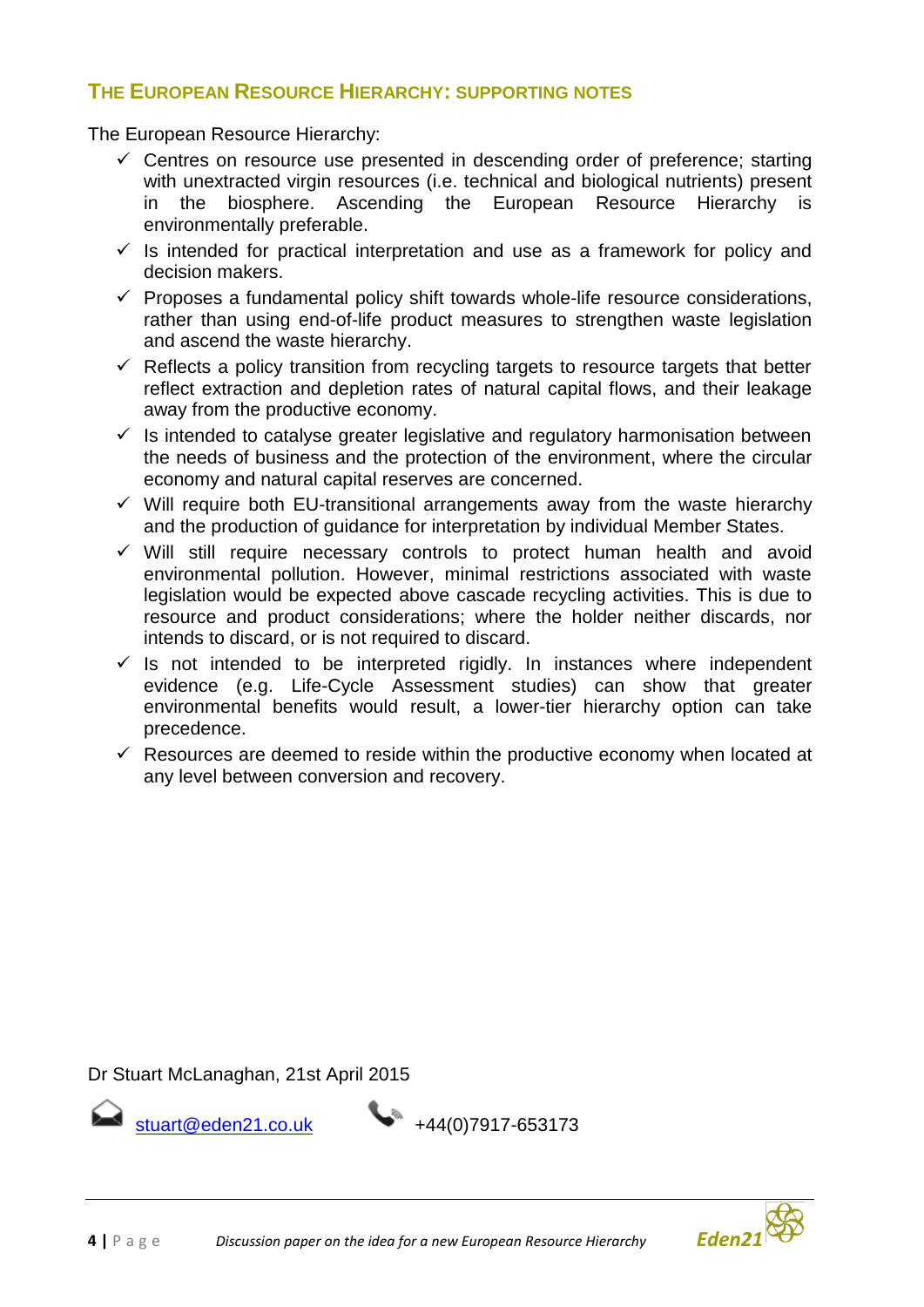## THE EUROPEAN RESOURCE HIERARCHY: SUPPORTING NOTES

The European Resource Hierarchy:

- ✓ Centres on resource use presented in descending order of preference; starting with unextracted virgin resources (i.e. technical and biological nutrients) present in the biosphere. Ascending the European Resource Hierarchy is environmentally preferable.
- ✓ Is intended for practical interpretation and use as a framework for policy and decision makers.
- ✓ Proposes a fundamental policy shift towards whole-life resource considerations, rather than using end-of-life product measures to strengthen waste legislation and ascend the waste hierarchy.
- ✓ Reflects a policy transition from recycling targets to resource targets that better reflect extraction and depletion rates of natural capital flows, and their leakage away from the productive economy.
- ✓ Is intended to catalyse greater legislative and regulatory harmonisation between the needs of business and the protection of the environment, where the circular economy and natural capital reserves are concerned.
- ✓ Will require both EU-transitional arrangements away from the waste hierarchy and the production of guidance for interpretation by individual Member States.
- ✓ Will still require necessary controls to protect human health and avoid environmental pollution. However, minimal restrictions associated with waste legislation would be expected above cascade recycling activities. This is due to resource and product considerations; where the holder neither discards, nor intends to discard, or is not required to discard.
- ✓ Is not intended to be interpreted rigidly. In instances where independent evidence (e.g. Life-Cycle Assessment studies) can show that greater environmental benefits would result, a lower-tier hierarchy option can take precedence.
- ✓ Resources are deemed to reside within the productive economy when located at any level between conversion and recovery.

Dr Stuart McLanaghan, 21st April 2015

stuart@eden21.co.uk &nbsp;&nbsp;&nbsp; +44(0)7917-653173